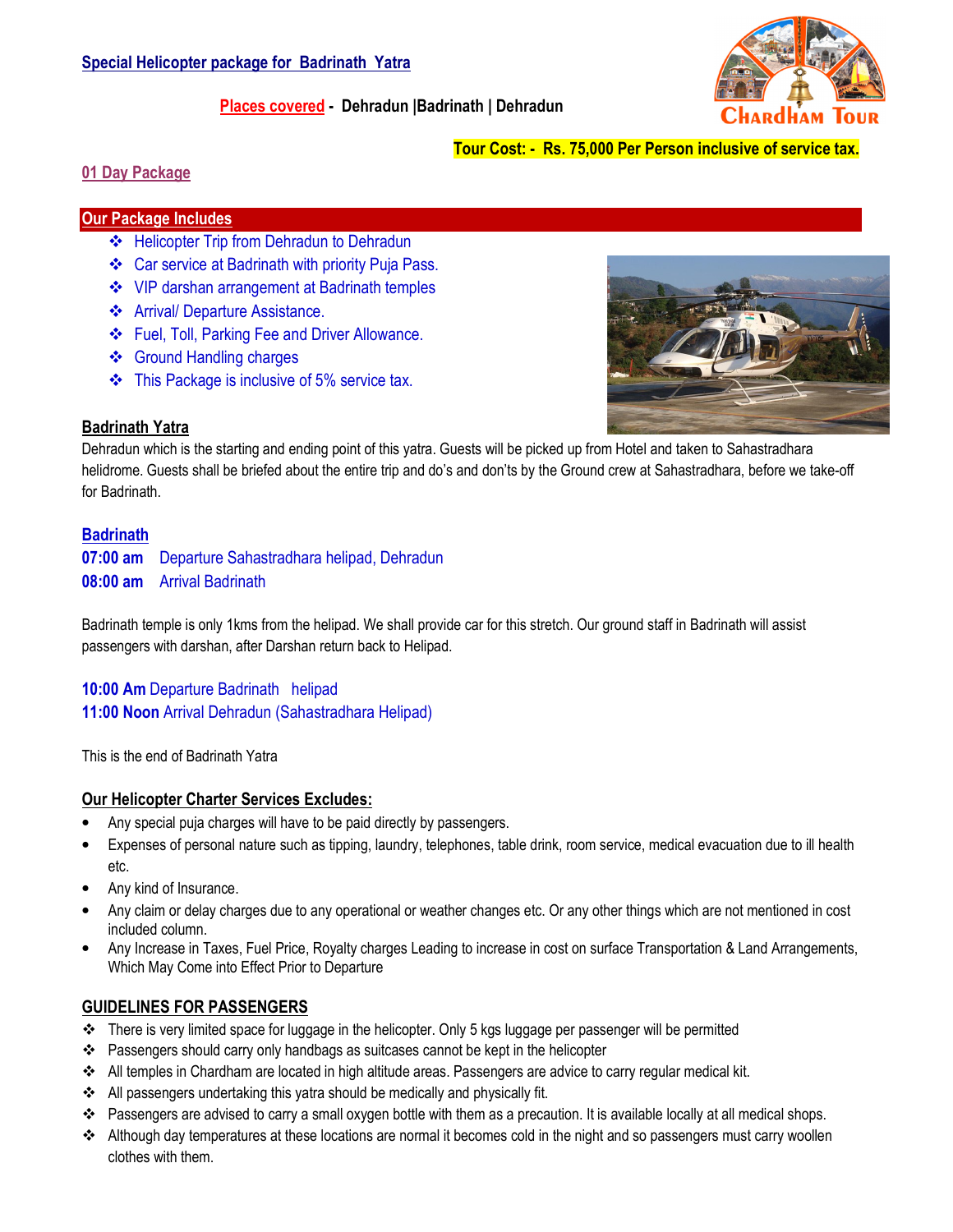## Special Helicopter package for Badrinath Yatra

**Places covered - Dehradun |Badrinath | Dehradun**

**Tour Cost: - Rs. 75,000 Per Person inclusive of service tax.**

### 01 Day Package

### Our Package Includes

- Helicopter Trip from Dehradun to Dehradun
- Car service at Badrinath with priority Puja Pass.
- VIP darshan arrangement at Badrinath temples
- Arrival/ Departure Assistance.
- Fuel, Toll, Parking Fee and Driver Allowance.
- Ground Handling charges
- This Package is inclusive of 5% service tax.

### Badrinath Yatra

Dehradun which is the starting and ending point of this yatra. Guests will be picked up from Hotel and taken to Sahastradhara helidrome. Guests shall be briefed about the entire trip and do's and don'ts by the Ground crew at Sahastradhara, before we take-off for Badrinath.

### Badrinath

**07:00 am** Departure Sahastradhara helipad, Dehradun
**08:00 am** Arrival Badrinath

Badrinath temple is only 1kms from the helipad. We shall provide car for this stretch. Our ground staff in Badrinath will assist passengers with darshan, after Darshan return back to Helipad.

**10:00 Am** Departure Badrinath helipad
**11:00 Noon** Arrival Dehradun (Sahastradhara Helipad)

This is the end of Badrinath Yatra

### Our Helicopter Charter Services Excludes:

- Any special puja charges will have to be paid directly by passengers.
- Expenses of personal nature such as tipping, laundry, telephones, table drink, room service, medical evacuation due to ill health etc.
- Any kind of Insurance.
- Any claim or delay charges due to any operational or weather changes etc. Or any other things which are not mentioned in cost included column.
- Any Increase in Taxes, Fuel Price, Royalty charges Leading to increase in cost on surface Transportation & Land Arrangements, Which May Come into Effect Prior to Departure

### GUIDELINES FOR PASSENGERS

- There is very limited space for luggage in the helicopter. Only 5 kgs luggage per passenger will be permitted
- Passengers should carry only handbags as suitcases cannot be kept in the helicopter
- All temples in Chardham are located in high altitude areas. Passengers are advice to carry regular medical kit.
- All passengers undertaking this yatra should be medically and physically fit.
- Passengers are advised to carry a small oxygen bottle with them as a precaution. It is available locally at all medical shops.
- Although day temperatures at these locations are normal it becomes cold in the night and so passengers must carry woollen clothes with them.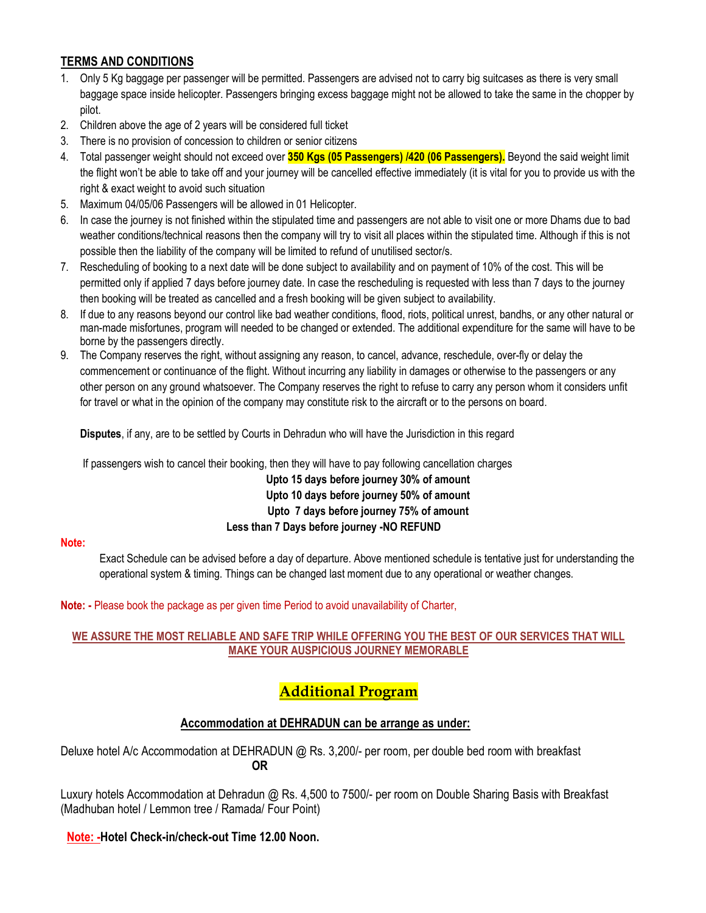## TERMS AND CONDITIONS

1. Only 5 Kg baggage per passenger will be permitted. Passengers are advised not to carry big suitcases as there is very small baggage space inside helicopter. Passengers bringing excess baggage might not be allowed to take the same in the chopper by pilot.
2. Children above the age of 2 years will be considered full ticket
3. There is no provision of concession to children or senior citizens
4. Total passenger weight should not exceed over **350 Kgs (05 Passengers) /420 (06 Passengers).** Beyond the said weight limit the flight won't be able to take off and your journey will be cancelled effective immediately (it is vital for you to provide us with the right & exact weight to avoid such situation
5. Maximum 04/05/06 Passengers will be allowed in 01 Helicopter.
6. In case the journey is not finished within the stipulated time and passengers are not able to visit one or more Dhams due to bad weather conditions/technical reasons then the company will try to visit all places within the stipulated time. Although if this is not possible then the liability of the company will be limited to refund of unutilised sector/s.
7. Rescheduling of booking to a next date will be done subject to availability and on payment of 10% of the cost. This will be permitted only if applied 7 days before journey date. In case the rescheduling is requested with less than 7 days to the journey then booking will be treated as cancelled and a fresh booking will be given subject to availability.
8. If due to any reasons beyond our control like bad weather conditions, flood, riots, political unrest, bandhs, or any other natural or man-made misfortunes, program will needed to be changed or extended. The additional expenditure for the same will have to be borne by the passengers directly.
9. The Company reserves the right, without assigning any reason, to cancel, advance, reschedule, over-fly or delay the commencement or continuance of the flight. Without incurring any liability in damages or otherwise to the passengers or any other person on any ground whatsoever. The Company reserves the right to refuse to carry any person whom it considers unfit for travel or what in the opinion of the company may constitute risk to the aircraft or to the persons on board.

**Disputes**, if any, are to be settled by Courts in Dehradun who will have the Jurisdiction in this regard

If passengers wish to cancel their booking, then they will have to pay following cancellation charges

**Upto 15 days before journey 30% of amount**
**Upto 10 days before journey 50% of amount**
**Upto 7 days before journey 75% of amount**
**Less than 7 Days before journey -NO REFUND**

**Note:**

Exact Schedule can be advised before a day of departure. Above mentioned schedule is tentative just for understanding the operational system & timing. Things can be changed last moment due to any operational or weather changes.

**Note: -** Please book the package as per given time Period to avoid unavailability of Charter,

**WE ASSURE THE MOST RELIABLE AND SAFE TRIP WHILE OFFERING YOU THE BEST OF OUR SERVICES THAT WILL MAKE YOUR AUSPICIOUS JOURNEY MEMORABLE**

## Additional Program

### Accommodation at DEHRADUN can be arrange as under:

Deluxe hotel A/c Accommodation at DEHRADUN @ Rs. 3,200/- per room, per double bed room with breakfast

**OR**

Luxury hotels Accommodation at Dehradun @ Rs. 4,500 to 7500/- per room on Double Sharing Basis with Breakfast (Madhuban hotel / Lemmon tree / Ramada/ Four Point)

**Note: -Hotel Check-in/check-out Time 12.00 Noon.**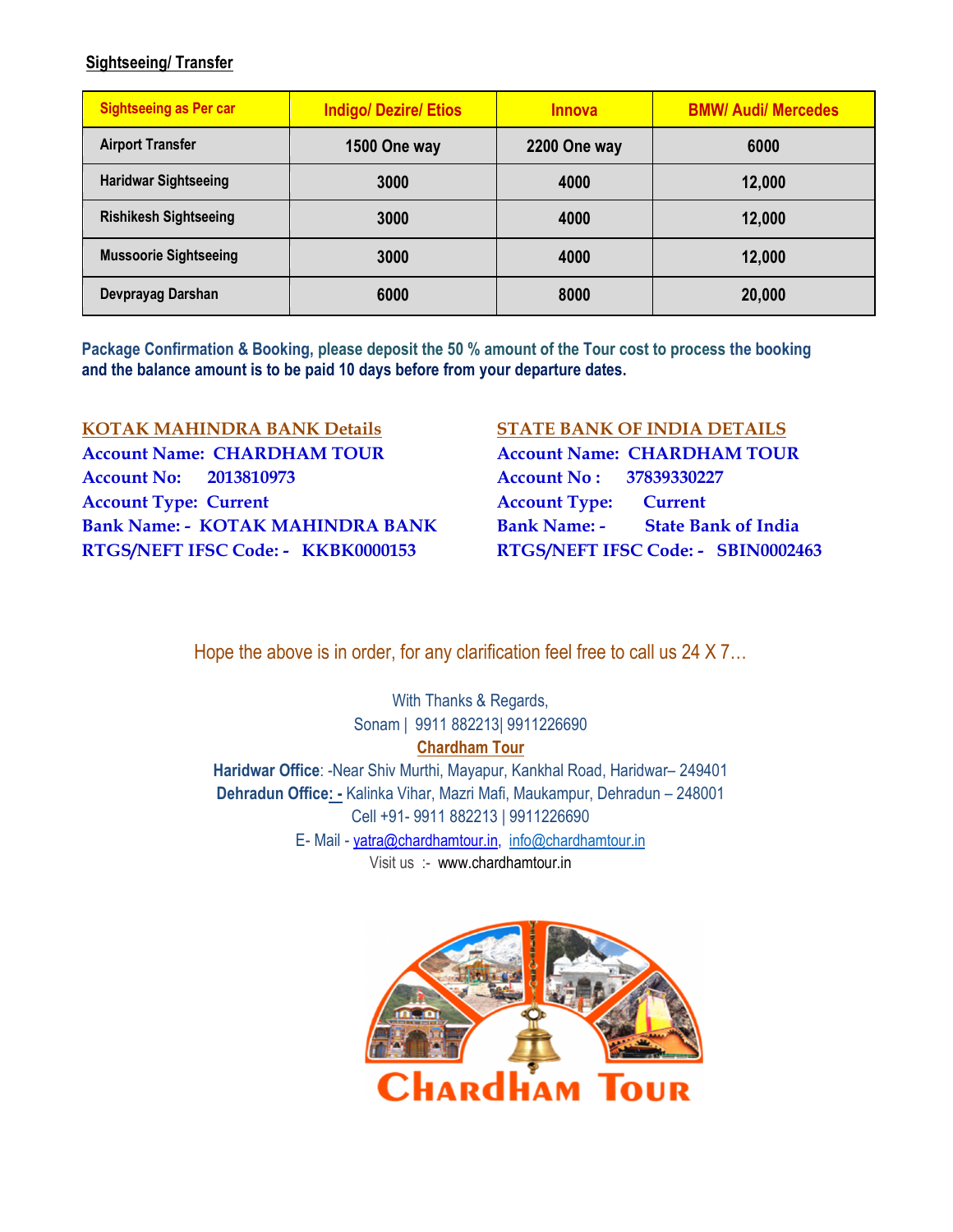**Sightseeing/ Transfer**

| Sightseeing as Per car | Indigo/ Dezire/ Etios | Innova | BMW/ Audi/ Mercedes |
|---|---|---|---|
| Airport Transfer | 1500 One way | 2200 One way | 6000 |
| Haridwar Sightseeing | 3000 | 4000 | 12,000 |
| Rishikesh Sightseeing | 3000 | 4000 | 12,000 |
| Mussoorie Sightseeing | 3000 | 4000 | 12,000 |
| Devprayag Darshan | 6000 | 8000 | 20,000 |

**Package Confirmation & Booking, please deposit the 50 % amount of the Tour cost to process the booking and the balance amount is to be paid 10 days before from your departure dates.**

**KOTAK MAHINDRA BANK Details**
Account Name: CHARDHAM TOUR
Account No: 2013810973
Account Type: Current
Bank Name: - KOTAK MAHINDRA BANK
RTGS/NEFT IFSC Code: - KKBK0000153

**STATE BANK OF INDIA DETAILS**
Account Name: CHARDHAM TOUR
Account No : 37839330227
Account Type: Current
Bank Name: - State Bank of India
RTGS/NEFT IFSC Code: - SBIN0002463

Hope the above is in order, for any clarification feel free to call us 24 X 7…

With Thanks & Regards,
Sonam | 9911 882213| 9911226690
**Chardham Tour**
**Haridwar Office**: -Near Shiv Murthi, Mayapur, Kankhal Road, Haridwar– 249401
**Dehradun Office: -** Kalinka Vihar, Mazri Mafi, Maukampur, Dehradun – 248001
Cell +91- 9911 882213 | 9911226690
E- Mail - yatra@chardhamtour.in, info@chardhamtour.in
Visit us :- www.chardhamtour.in

Chardham Tour